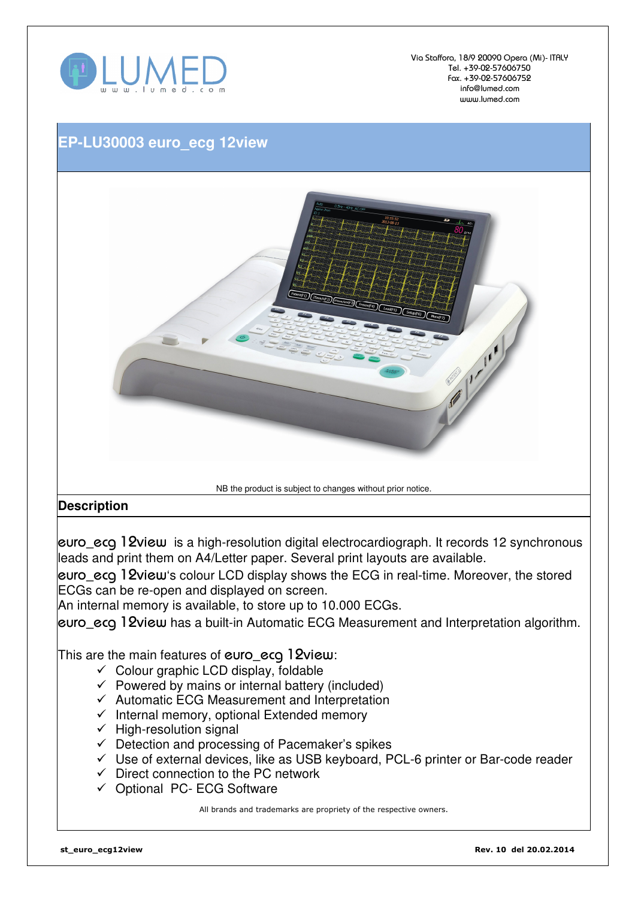LUMED
www.lumed.com

Via Staffora, 18/9 20090 Opera (Mi)- ITALY
Tel. +39-02-57606750
Fax. +39-02-57606752
info@lumed.com
www.lumed.com

# EP-LU30003 euro_ecg 12view

NB the product is subject to changes without prior notice.

## Description

euro_ecg 12view is a high-resolution digital electrocardiograph. It records 12 synchronous leads and print them on A4/Letter paper. Several print layouts are available.
euro_ecg 12view's colour LCD display shows the ECG in real-time. Moreover, the stored ECGs can be re-open and displayed on screen.
An internal memory is available, to store up to 10.000 ECGs.
euro_ecg 12view has a built-in Automatic ECG Measurement and Interpretation algorithm.

This are the main features of euro_ecg 12view:

- ✓ Colour graphic LCD display, foldable
- ✓ Powered by mains or internal battery (included)
- ✓ Automatic ECG Measurement and Interpretation
- ✓ Internal memory, optional Extended memory
- ✓ High-resolution signal
- ✓ Detection and processing of Pacemaker's spikes
- ✓ Use of external devices, like as USB keyboard, PCL-6 printer or Bar-code reader
- ✓ Direct connection to the PC network
- ✓ Optional PC- ECG Software

All brands and trademarks are propriety of the respective owners.

st_euro_ecg12view — Rev. 10 del 20.02.2014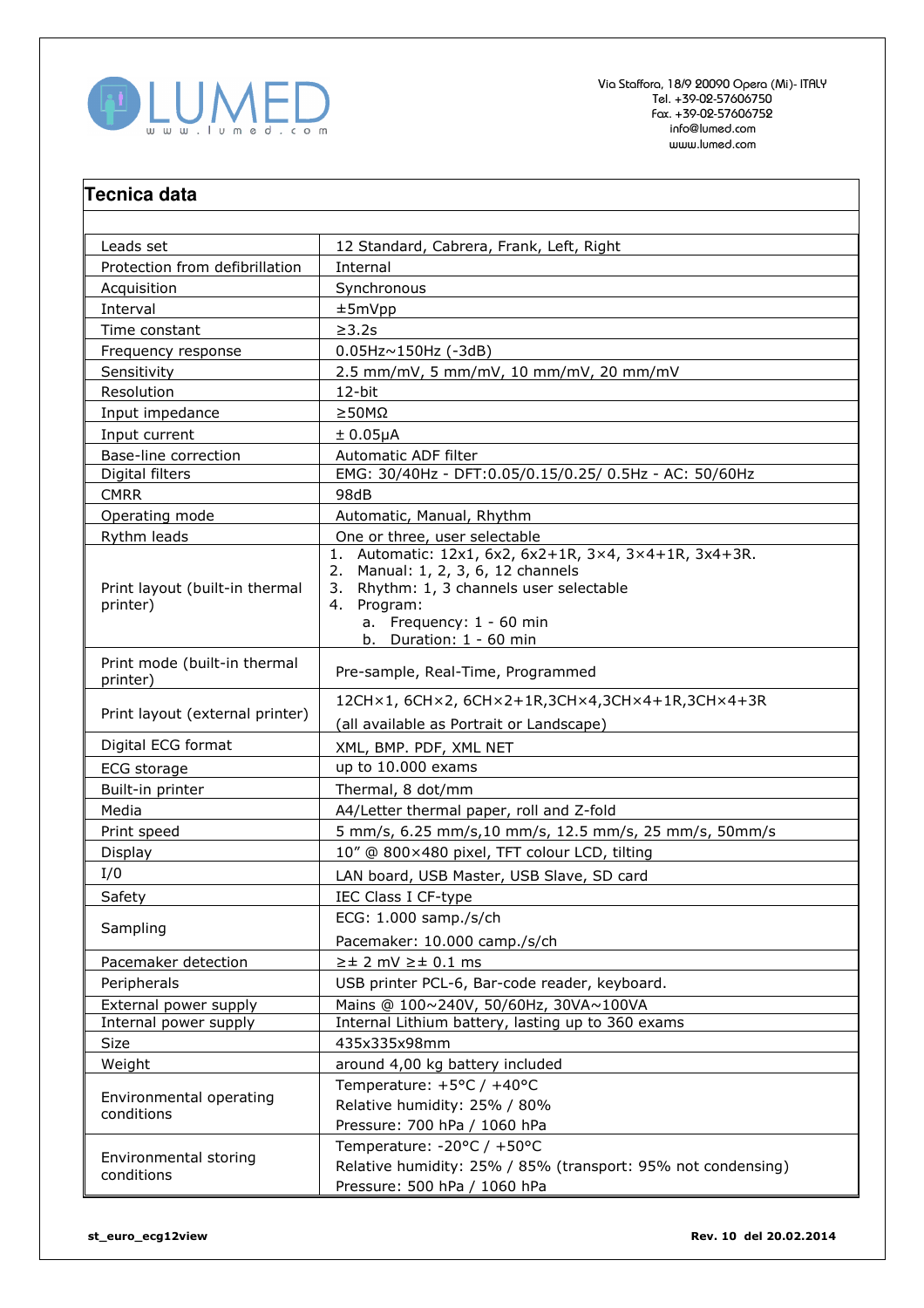## Tecnica data

| | |
|---|---|
| Leads set | 12 Standard, Cabrera, Frank, Left, Right |
| Protection from defibrillation | Internal |
| Acquisition | Synchronous |
| Interval | ±5mVpp |
| Time constant | ≥3.2s |
| Frequency response | 0.05Hz~150Hz (-3dB) |
| Sensitivity | 2.5 mm/mV, 5 mm/mV, 10 mm/mV, 20 mm/mV |
| Resolution | 12-bit |
| Input impedance | ≥50MΩ |
| Input current | ± 0.05μA |
| Base-line correction | Automatic ADF filter |
| Digital filters | EMG: 30/40Hz - DFT:0.05/0.15/0.25/ 0.5Hz - AC: 50/60Hz |
| CMRR | 98dB |
| Operating mode | Automatic, Manual, Rhythm |
| Rythm leads | One or three, user selectable |
| Print layout (built-in thermal printer) | 1. Automatic: 12x1, 6x2, 6x2+1R, 3×4, 3×4+1R, 3x4+3R.<br>2. Manual: 1, 2, 3, 6, 12 channels<br>3. Rhythm: 1, 3 channels user selectable<br>4. Program:<br>a. Frequency: 1 - 60 min<br>b. Duration: 1 - 60 min |
| Print mode (built-in thermal printer) | Pre-sample, Real-Time, Programmed |
| Print layout (external printer) | 12CH×1, 6CH×2, 6CH×2+1R,3CH×4,3CH×4+1R,3CH×4+3R<br>(all available as Portrait or Landscape) |
| Digital ECG format | XML, BMP. PDF, XML NET |
| ECG storage | up to 10.000 exams |
| Built-in printer | Thermal, 8 dot/mm |
| Media | A4/Letter thermal paper, roll and Z-fold |
| Print speed | 5 mm/s, 6.25 mm/s,10 mm/s, 12.5 mm/s, 25 mm/s, 50mm/s |
| Display | 10" @ 800×480 pixel, TFT colour LCD, tilting |
| I/0 | LAN board, USB Master, USB Slave, SD card |
| Safety | IEC Class I CF-type |
| Sampling | ECG: 1.000 samp./s/ch<br>Pacemaker: 10.000 camp./s/ch |
| Pacemaker detection | ≥± 2 mV ≥± 0.1 ms |
| Peripherals | USB printer PCL-6, Bar-code reader, keyboard. |
| External power supply | Mains @ 100~240V, 50/60Hz, 30VA~100VA |
| Internal power supply | Internal Lithium battery, lasting up to 360 exams |
| Size | 435x335x98mm |
| Weight | around 4,00 kg battery included |
| Environmental operating conditions | Temperature: +5°C / +40°C<br>Relative humidity: 25% / 80%<br>Pressure: 700 hPa / 1060 hPa |
| Environmental storing conditions | Temperature: -20°C / +50°C<br>Relative humidity: 25% / 85% (transport: 95% not condensing)<br>Pressure: 500 hPa / 1060 hPa |